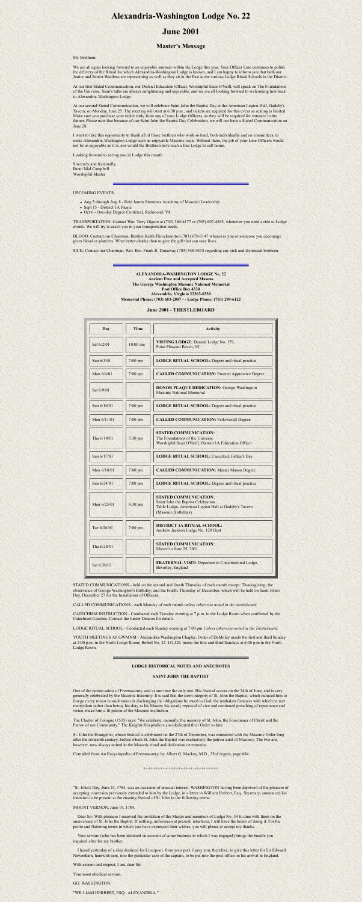# Alexandria-Washington Lodge No. 22

# June 2001

## Master's Message

My Brethren:

We are all again looking forward to an enjoyable summer within the Lodge this year. Your Officer Line continues to polish the delivery of the Ritual for which Alexandria-Washington Lodge is known, and I am happy to inform you that both our Junior and Senior Wardens are representing us well as they sit in the East at the various Lodge Ritual Schools in the District.

At our first Stated Communication, our District Education Officer, Worshipful Sean O'Neill, will speak on The Foundations of the Universe. Sean's talks are always enlightening and enjoyable, and we are all looking forward to welcoming him back to Alexandria-Washington Lodge.

At our second Stated Communication, we will celebrate Saint John the Baptist Day at the American Legion Hall, Gadsby's Tavern, on Monday, June 25. The meeting will start at 6:30 p.m.; and tickets are required for this event as seating is limited. Make sure you purchase your ticket early from any of your Lodge Officers, as they will be required for entrance to the dinner. Please note that because of our Saint John the Baptist Day Celebration, we will not have a Stated Communication on June 28.

I want to take this opportunity to thank all of those brethren who work so hard, both individually and on committees, to make Alexandria-Washington Lodge such an enjoyable Masonic oasis. Without them, the job of your Line Officers would not be as enjoyable as it is, nor would the Brethren have such a fine Lodge to call home.

Looking forward to seeing you in Lodge this month.

Sincerely and fraternally,
Brent Nial Campbell
Worshipful Master

UPCOMING EVENTS:

- Aug 5 through Aug 8 - Reid James Simmons Academy of Masonic Leadership
- Sept 15 - District 1A Picnic
- Oct 6 - One-day Degree Conferral, Richmond, VA

TRANSPORTATION: Contact Wor. Terry Gigure at (703) 360-6177 or (703) 607-4893, whenever you need a ride to Lodge events. We will try to assist you in your transportation needs.

BLOOD: Contact our Chairman, Brother Keith Throckmorton (703) 670-3147 whenever you or someone you encourage gives blood or platelets. What better charity than to give the gift that can save lives.

SICK: Contact our Chairman, Wor. Bro. Frank R. Dunaway (703) 548-0318 regarding any sick and distressed brethren.

**ALEXANDRIA-WASHINGTON LODGE No. 22**
**Ancient Free and Accepted Masons**
**The George Washington Masonic National Memorial**
**Post Office Box 4330**
**Alexandria, Virginia 22303-0330**
**Memorial Phone: (703) 683-2007 - - Lodge Phone: (703) 299-6122**

### June 2001 - TRESTLEBOARD

| Day | Time | Activity |
|---|---|---|
| Sat 6/2/01 | 10:00 am | **VISTING LODGE:** Durand Lodge No. 179, Point Pleasant Beach, NJ |
| Sun 6/3/01 | 7:00 pm | **LODGE RITUAL SCHOOL:** Degree and ritual practice |
| Mon 6/4/01 | 7:00 pm | **CALLED COMMUNICATION:** Entered Apprentice Degree |
| Sat 6/9/01 | | **DONOR PLAQUE DEDICATION:** George Washington Masonic National Memorial |
| Sun 6/10/01 | 7:00 pm | **LODGE RITUAL SCHOOL:** Degree and ritual practice |
| Mon 6/11/01 | 7:00 pm | **CALLED COMMUNICATION:** Fellowcraft Degree |
| Thu 6/14/01 | 7:30 pm | **STATED COMMUNICATION:** The Foundations of the Universe Worshipful Sean O'Neill, District 1A Education Officer |
| Sun 6/17/01 | | **LODGE RITUAL SCHOOL:** Cancelled, Father's Day |
| Mon 6/18/01 | 7:00 pm | **CALLED COMMUNICATION:** Master Mason Degree |
| Sun 6/24/01 | 7:00 pm | **LODGE RITUAL SCHOOL:** Degree and ritual practice |
| Mon 6/25/01 | 6:30 pm | **STATED COMMUNICATION:** Saint John the Baptist Celebration Table Lodge, American Legion Hall at Gadsby's Tavern (Masonic Birthdays) |
| Tue 6/26/01 | 7:00 pm | **DISTRICT 1A RITUAL SCHOOL:** Andrew Jackson Lodge No. 120 Host |
| Thu 6/28/01 | | **STATED COMMUNICATION:** Moved to June 25, 2001 |
| Sat 6/30/01 | | **FRATERNAL VISIT:** Departure to Constitutional Lodge, Beverley, England |

STATED COMMUNICATIONS - held on the second and fourth Thursday of each month except: Thanksgiving; the observance of George Washington's Birthday; and the fourth Thursday of December, which will be held on Saint John's Day, December 27 for the Installation of Officers.

CALLED COMMUNICATIONS - each Monday of each month *unless otherwise noted in the trestleboard.*

CATECHISM INSTRUCTION - Conducted each Tuesday evening at 7 p.m. in the Lodge Room when confirmed by the Catechism Coaches. Contact the Junior Deacon for details.

LODGE RITUAL SCHOOL - Conducted each Sunday evening at 7:00 pm *Unless otherwise noted in the Trestleboard.*

YOUTH MEETINGS AT GWMNM - Alexandria-Washington Chapter, Order of DeMolay meets the first and third Sunday at 2:00 p.m. in the North Lodge Room; Bethel No. 22. I.O.J.D. meets the first and third Sundays at 6:00 p.m in the North Lodge Room.

**LODGE HISTORICAL NOTES AND ANECDOTES**

**SAINT JOHN THE BAPTIST**

One of the patron saints of Freemasonry, and at one time the only one. His festival occurs on the 24th of June, and is very generally celebrated by the Masonic fraternity. It is said that the stern integrity of St. John the Baptist, which induced him to forego every minor consideration in discharging the obligations he owed to God; the unshaken firmness with which he met martyrdom rather than betray his duty to his Master; his steady reproval of vice and continued preaching of repentance and virtue, make him a fit patron of the Masonic institution.

The Charter of Cologne (1535) says: "We celebrate, annually, the memory of St. John, the Forerunner of Christ and the Patron of our Community." The Knights Hospitallers also dedicated their Order to him.

St. John the Evangelist, whose festival is celebrated on the 27th of December, was connected with the Masonic Order long after the sixteenth century, before which St. John the Baptist was exclusively the patron saint of Masonry. The two are, however, now always united in the Masonic ritual and dedication ceremonies.

Compiled from An Encyclopedia of Freemasonry, by Albert G. Mackey, M.D., 33rd degree, page 684.

++++++++++ ++++++++++ ++++++++++

"St. John's Day, June 24, 1784, was an occasion of unusual interest. WASHINGTON having been deprived of the pleasure of accepting courtesies previously extended to him by the Lodge, in a letter to William Herbert, Esq., Secretary, announced his intention to be present at the ensuing festival of St. John in the following terms:

MOUNT VERNON, June 19, 1784.

Dear Sir: With pleasure I received the invitation of the Master and members of Lodge No. 39 to dine with them on the anniversary of St. John the Baptist. If nothing, unforeseen at present, interferes, I will have the honor of doing it. For the polite and flattering terms in which you have expressed their wishes, you will please to accept my thanks.

Your servant (who has been detained on account of some business in which I was engaged) brings the bundle you inquired after for my brother.

I heard yesterday of a ship destined for Liverpool, from your port. I pray you, therefore, to give this letter for Sir Edward Newenham, herewith sent, into the particular care of the captain, to be put into the post-office on his arrival in England.

With esteem and respect, I am, dear Sir,

Your most obedient servant,

GO. WASHINGTON.

"WILLIAM HERBERT, ESQ., ALEXANDRIA."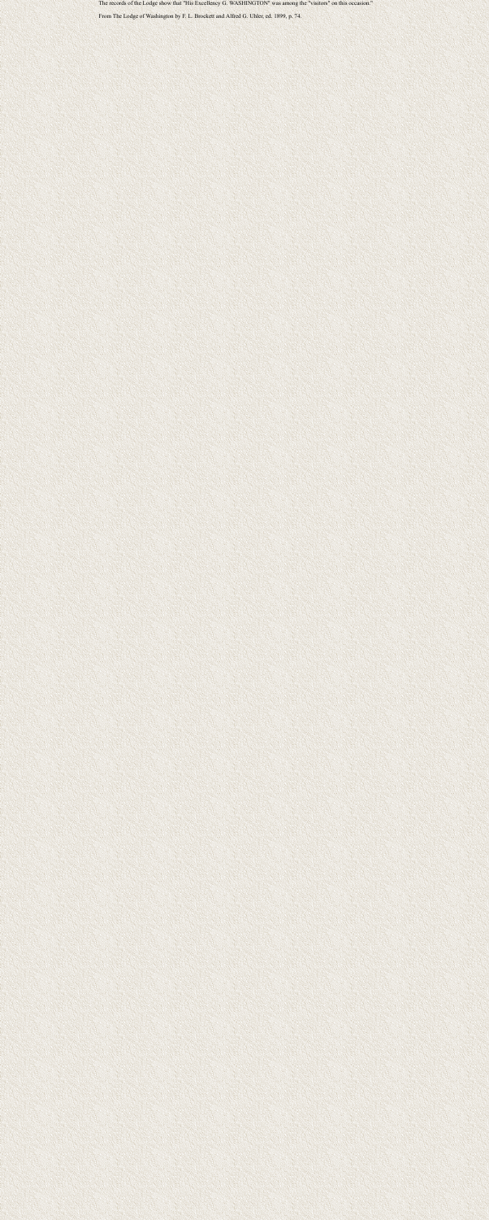The records of the Lodge show that "His Excellency G. WASHINGTON" was among the "visitors" on this occasion."

From The Lodge of Washington by F. L. Brockett and Alfred G. Uhler, ed. 1899, p. 74.